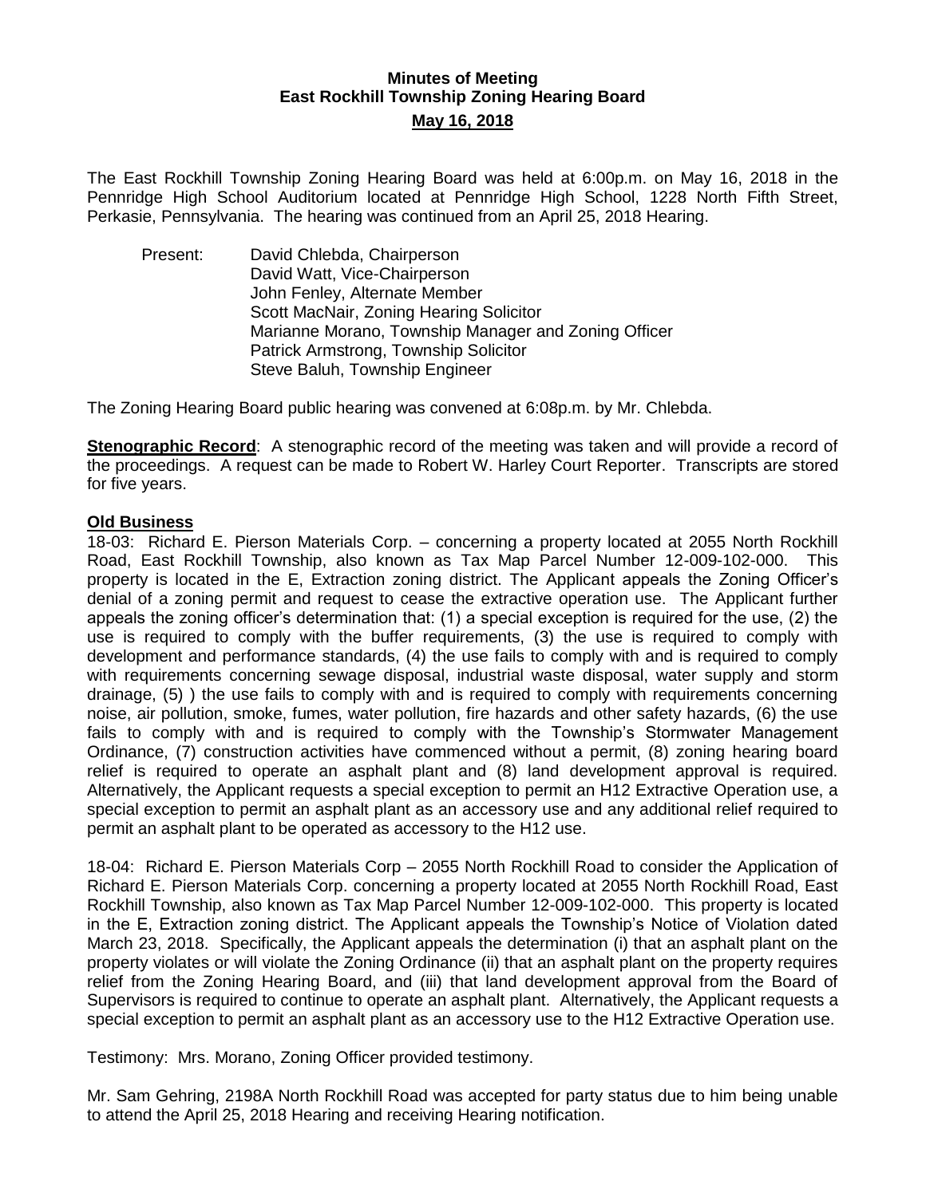**Minutes of Meeting**
**East Rockhill Township Zoning Hearing Board**
**May 16, 2018**

The East Rockhill Township Zoning Hearing Board was held at 6:00p.m. on May 16, 2018 in the Pennridge High School Auditorium located at Pennridge High School, 1228 North Fifth Street, Perkasie, Pennsylvania. The hearing was continued from an April 25, 2018 Hearing.

Present:
David Chlebda, Chairperson
David Watt, Vice-Chairperson
John Fenley, Alternate Member
Scott MacNair, Zoning Hearing Solicitor
Marianne Morano, Township Manager and Zoning Officer
Patrick Armstrong, Township Solicitor
Steve Baluh, Township Engineer

The Zoning Hearing Board public hearing was convened at 6:08p.m. by Mr. Chlebda.

**Stenographic Record**: A stenographic record of the meeting was taken and will provide a record of the proceedings. A request can be made to Robert W. Harley Court Reporter. Transcripts are stored for five years.

**Old Business**

18-03: Richard E. Pierson Materials Corp. – concerning a property located at 2055 North Rockhill Road, East Rockhill Township, also known as Tax Map Parcel Number 12-009-102-000. This property is located in the E, Extraction zoning district. The Applicant appeals the Zoning Officer's denial of a zoning permit and request to cease the extractive operation use. The Applicant further appeals the zoning officer's determination that: (1) a special exception is required for the use, (2) the use is required to comply with the buffer requirements, (3) the use is required to comply with development and performance standards, (4) the use fails to comply with and is required to comply with requirements concerning sewage disposal, industrial waste disposal, water supply and storm drainage, (5) ) the use fails to comply with and is required to comply with requirements concerning noise, air pollution, smoke, fumes, water pollution, fire hazards and other safety hazards, (6) the use fails to comply with and is required to comply with the Township's Stormwater Management Ordinance, (7) construction activities have commenced without a permit, (8) zoning hearing board relief is required to operate an asphalt plant and (8) land development approval is required. Alternatively, the Applicant requests a special exception to permit an H12 Extractive Operation use, a special exception to permit an asphalt plant as an accessory use and any additional relief required to permit an asphalt plant to be operated as accessory to the H12 use.

18-04: Richard E. Pierson Materials Corp – 2055 North Rockhill Road to consider the Application of Richard E. Pierson Materials Corp. concerning a property located at 2055 North Rockhill Road, East Rockhill Township, also known as Tax Map Parcel Number 12-009-102-000. This property is located in the E, Extraction zoning district. The Applicant appeals the Township's Notice of Violation dated March 23, 2018. Specifically, the Applicant appeals the determination (i) that an asphalt plant on the property violates or will violate the Zoning Ordinance (ii) that an asphalt plant on the property requires relief from the Zoning Hearing Board, and (iii) that land development approval from the Board of Supervisors is required to continue to operate an asphalt plant. Alternatively, the Applicant requests a special exception to permit an asphalt plant as an accessory use to the H12 Extractive Operation use.

Testimony: Mrs. Morano, Zoning Officer provided testimony.

Mr. Sam Gehring, 2198A North Rockhill Road was accepted for party status due to him being unable to attend the April 25, 2018 Hearing and receiving Hearing notification.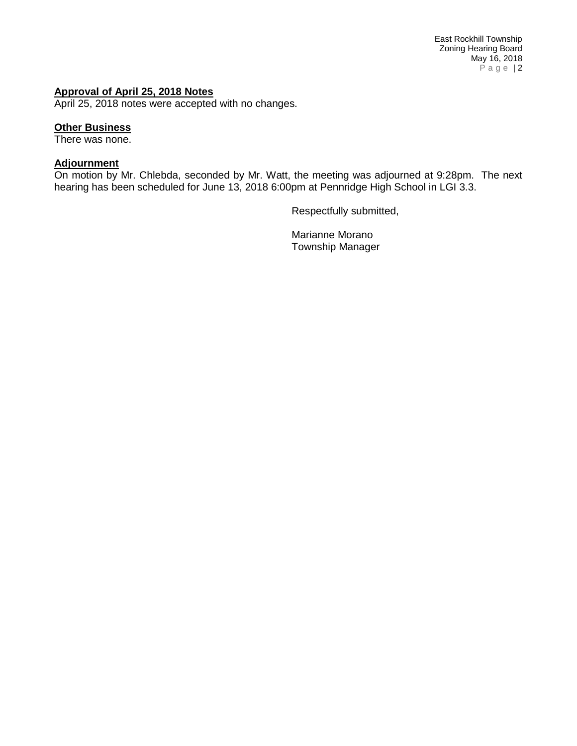**Approval of April 25, 2018 Notes**

April 25, 2018 notes were accepted with no changes.

**Other Business**

There was none.

**Adjournment**

On motion by Mr. Chlebda, seconded by Mr. Watt, the meeting was adjourned at 9:28pm. The next hearing has been scheduled for June 13, 2018 6:00pm at Pennridge High School in LGI 3.3.

Respectfully submitted,

Marianne Morano
Township Manager